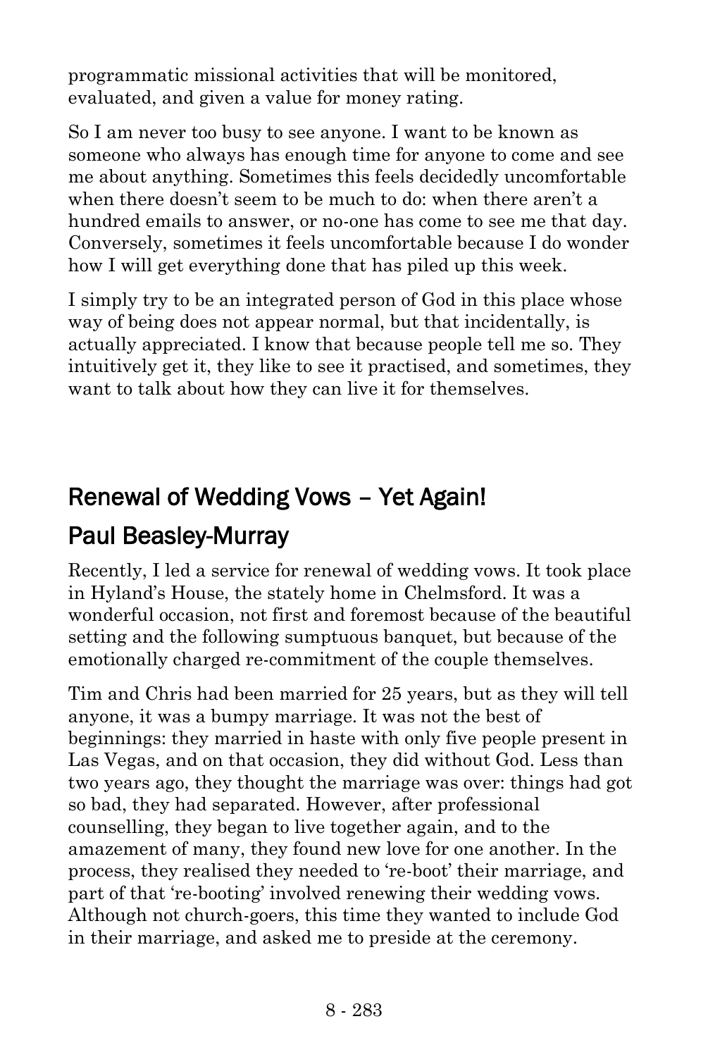programmatic missional activities that will be monitored, evaluated, and given a value for money rating.

So I am never too busy to see anyone. I want to be known as someone who always has enough time for anyone to come and see me about anything. Sometimes this feels decidedly uncomfortable when there doesn't seem to be much to do: when there aren't a hundred emails to answer, or no-one has come to see me that day. Conversely, sometimes it feels uncomfortable because I do wonder how I will get everything done that has piled up this week.

I simply try to be an integrated person of God in this place whose way of being does not appear normal, but that incidentally, is actually appreciated. I know that because people tell me so. They intuitively get it, they like to see it practised, and sometimes, they want to talk about how they can live it for themselves.

## Renewal of Wedding Vows – Yet Again!

## Paul Beasley-Murray

Recently, I led a service for renewal of wedding vows. It took place in Hyland's House, the stately home in Chelmsford. It was a wonderful occasion, not first and foremost because of the beautiful setting and the following sumptuous banquet, but because of the emotionally charged re-commitment of the couple themselves.

Tim and Chris had been married for 25 years, but as they will tell anyone, it was a bumpy marriage. It was not the best of beginnings: they married in haste with only five people present in Las Vegas, and on that occasion, they did without God. Less than two years ago, they thought the marriage was over: things had got so bad, they had separated. However, after professional counselling, they began to live together again, and to the amazement of many, they found new love for one another. In the process, they realised they needed to 're-boot' their marriage, and part of that 're-booting' involved renewing their wedding vows. Although not church-goers, this time they wanted to include God in their marriage, and asked me to preside at the ceremony.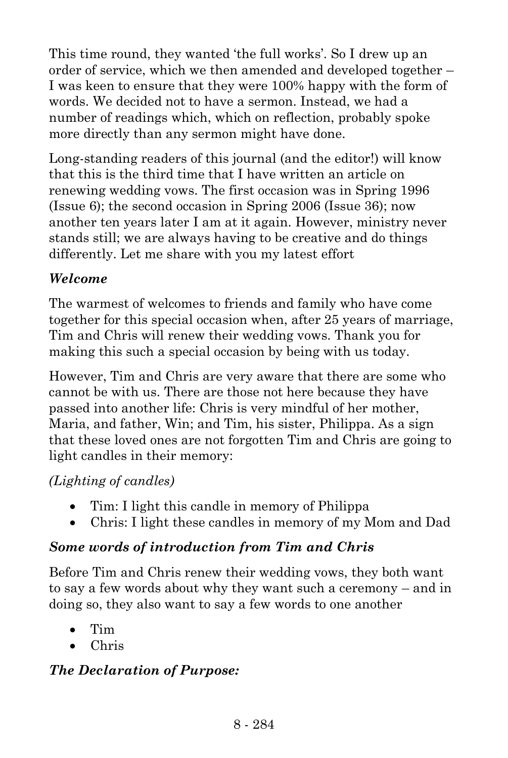This time round, they wanted 'the full works'. So I drew up an order of service, which we then amended and developed together – I was keen to ensure that they were 100% happy with the form of words. We decided not to have a sermon. Instead, we had a number of readings which, which on reflection, probably spoke more directly than any sermon might have done.

Long-standing readers of this journal (and the editor!) will know that this is the third time that I have written an article on renewing wedding vows. The first occasion was in Spring 1996 (Issue 6); the second occasion in Spring 2006 (Issue 36); now another ten years later I am at it again. However, ministry never stands still; we are always having to be creative and do things differently. Let me share with you my latest effort

### *Welcome*

The warmest of welcomes to friends and family who have come together for this special occasion when, after 25 years of marriage, Tim and Chris will renew their wedding vows. Thank you for making this such a special occasion by being with us today.

However, Tim and Chris are very aware that there are some who cannot be with us. There are those not here because they have passed into another life: Chris is very mindful of her mother, Maria, and father, Win; and Tim, his sister, Philippa. As a sign that these loved ones are not forgotten Tim and Chris are going to light candles in their memory:

*(Lighting of candles)*

- Tim: I light this candle in memory of Philippa
- Chris: I light these candles in memory of my Mom and Dad

### *Some words of introduction from Tim and Chris*

Before Tim and Chris renew their wedding vows, they both want to say a few words about why they want such a ceremony – and in doing so, they also want to say a few words to one another

- Tim
- Chris

### *The Declaration of Purpose:*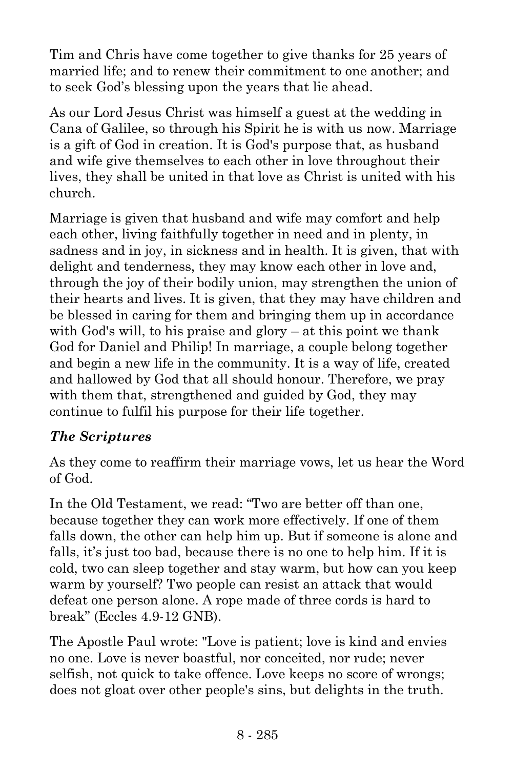Tim and Chris have come together to give thanks for 25 years of married life; and to renew their commitment to one another; and to seek God's blessing upon the years that lie ahead.

As our Lord Jesus Christ was himself a guest at the wedding in Cana of Galilee, so through his Spirit he is with us now. Marriage is a gift of God in creation. It is God's purpose that, as husband and wife give themselves to each other in love throughout their lives, they shall be united in that love as Christ is united with his church.

Marriage is given that husband and wife may comfort and help each other, living faithfully together in need and in plenty, in sadness and in joy, in sickness and in health. It is given, that with delight and tenderness, they may know each other in love and, through the joy of their bodily union, may strengthen the union of their hearts and lives. It is given, that they may have children and be blessed in caring for them and bringing them up in accordance with God's will, to his praise and glory – at this point we thank God for Daniel and Philip! In marriage, a couple belong together and begin a new life in the community. It is a way of life, created and hallowed by God that all should honour. Therefore, we pray with them that, strengthened and guided by God, they may continue to fulfil his purpose for their life together.

***The Scriptures***

As they come to reaffirm their marriage vows, let us hear the Word of God.

In the Old Testament, we read: "Two are better off than one, because together they can work more effectively. If one of them falls down, the other can help him up. But if someone is alone and falls, it's just too bad, because there is no one to help him. If it is cold, two can sleep together and stay warm, but how can you keep warm by yourself? Two people can resist an attack that would defeat one person alone. A rope made of three cords is hard to break" (Eccles 4.9-12 GNB).

The Apostle Paul wrote: "Love is patient; love is kind and envies no one. Love is never boastful, nor conceited, nor rude; never selfish, not quick to take offence. Love keeps no score of wrongs; does not gloat over other people's sins, but delights in the truth.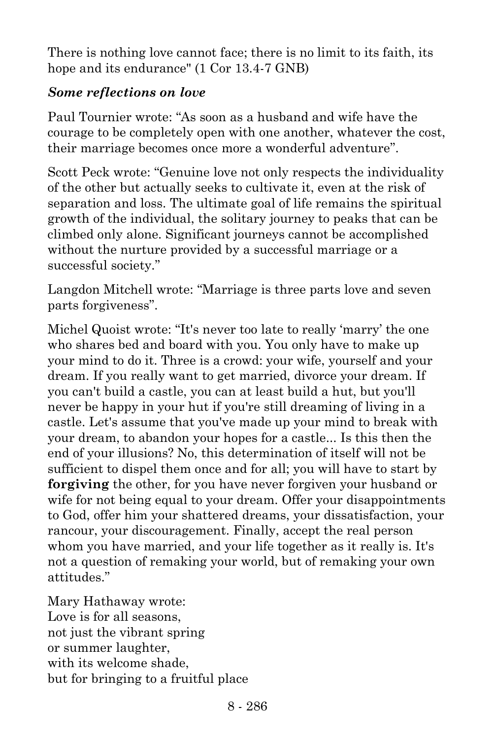There is nothing love cannot face; there is no limit to its faith, its hope and its endurance" (1 Cor 13.4-7 GNB)

***Some reflections on love***

Paul Tournier wrote: “As soon as a husband and wife have the courage to be completely open with one another, whatever the cost, their marriage becomes once more a wonderful adventure”.

Scott Peck wrote: “Genuine love not only respects the individuality of the other but actually seeks to cultivate it, even at the risk of separation and loss. The ultimate goal of life remains the spiritual growth of the individual, the solitary journey to peaks that can be climbed only alone. Significant journeys cannot be accomplished without the nurture provided by a successful marriage or a successful society.”

Langdon Mitchell wrote: “Marriage is three parts love and seven parts forgiveness”.

Michel Quoist wrote: “It's never too late to really ‘marry’ the one who shares bed and board with you. You only have to make up your mind to do it. Three is a crowd: your wife, yourself and your dream. If you really want to get married, divorce your dream. If you can't build a castle, you can at least build a hut, but you'll never be happy in your hut if you're still dreaming of living in a castle. Let's assume that you've made up your mind to break with your dream, to abandon your hopes for a castle... Is this then the end of your illusions? No, this determination of itself will not be sufficient to dispel them once and for all; you will have to start by **forgiving** the other, for you have never forgiven your husband or wife for not being equal to your dream. Offer your disappointments to God, offer him your shattered dreams, your dissatisfaction, your rancour, your discouragement. Finally, accept the real person whom you have married, and your life together as it really is. It's not a question of remaking your world, but of remaking your own attitudes.”

Mary Hathaway wrote:  
Love is for all seasons,  
not just the vibrant spring  
or summer laughter,  
with its welcome shade,  
but for bringing to a fruitful place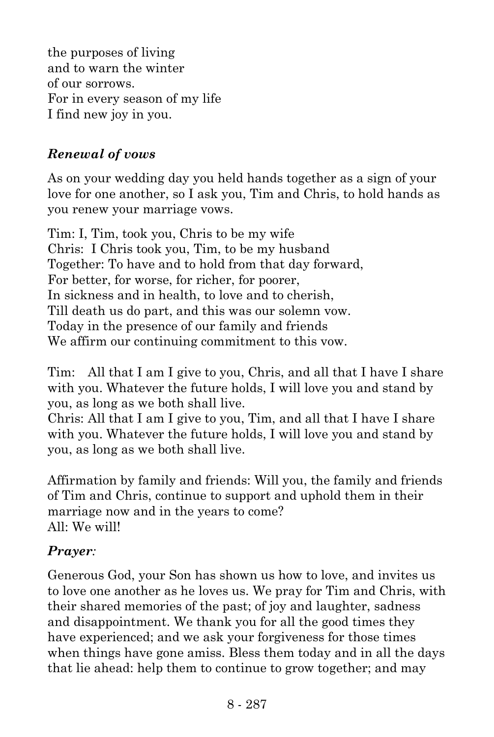the purposes of living
and to warn the winter
of our sorrows.
For in every season of my life
I find new joy in you.

### *Renewal of vows*

As on your wedding day you held hands together as a sign of your love for one another, so I ask you, Tim and Chris, to hold hands as you renew your marriage vows.

Tim: I, Tim, took you, Chris to be my wife
Chris: I Chris took you, Tim, to be my husband
Together: To have and to hold from that day forward,
For better, for worse, for richer, for poorer,
In sickness and in health, to love and to cherish,
Till death us do part, and this was our solemn vow.
Today in the presence of our family and friends
We affirm our continuing commitment to this vow.

Tim: All that I am I give to you, Chris, and all that I have I share with you. Whatever the future holds, I will love you and stand by you, as long as we both shall live.
Chris: All that I am I give to you, Tim, and all that I have I share with you. Whatever the future holds, I will love you and stand by you, as long as we both shall live.

Affirmation by family and friends: Will you, the family and friends of Tim and Chris, continue to support and uphold them in their marriage now and in the years to come?
All: We will!

### *Prayer:*

Generous God, your Son has shown us how to love, and invites us to love one another as he loves us. We pray for Tim and Chris, with their shared memories of the past; of joy and laughter, sadness and disappointment. We thank you for all the good times they have experienced; and we ask your forgiveness for those times when things have gone amiss. Bless them today and in all the days that lie ahead: help them to continue to grow together; and may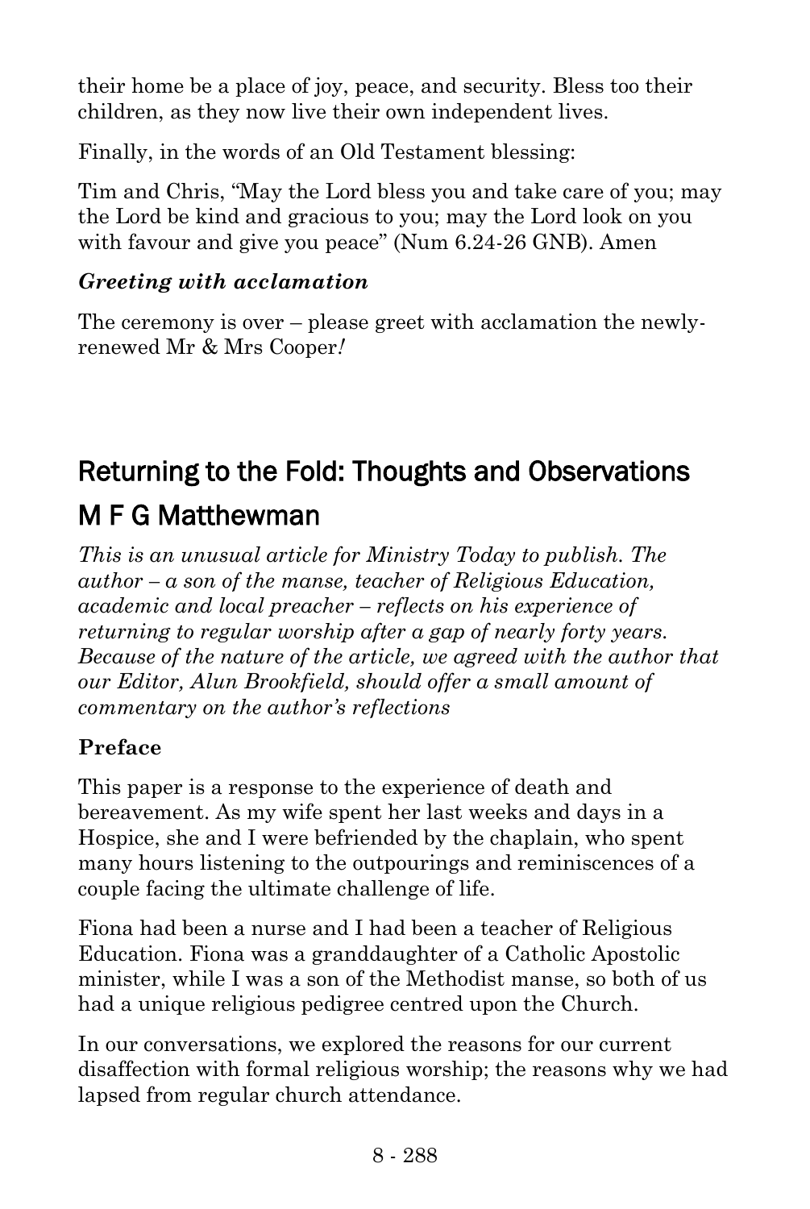their home be a place of joy, peace, and security. Bless too their children, as they now live their own independent lives.

Finally, in the words of an Old Testament blessing:

Tim and Chris, "May the Lord bless you and take care of you; may the Lord be kind and gracious to you; may the Lord look on you with favour and give you peace" (Num 6.24-26 GNB). Amen

***Greeting with acclamation***

The ceremony is over – please greet with acclamation the newly-renewed Mr & Mrs Cooper*!*

# Returning to the Fold: Thoughts and Observations

# M F G Matthewman

*This is an unusual article for Ministry Today to publish. The author – a son of the manse, teacher of Religious Education, academic and local preacher – reflects on his experience of returning to regular worship after a gap of nearly forty years. Because of the nature of the article, we agreed with the author that our Editor, Alun Brookfield, should offer a small amount of commentary on the author's reflections*

**Preface**

This paper is a response to the experience of death and bereavement. As my wife spent her last weeks and days in a Hospice, she and I were befriended by the chaplain, who spent many hours listening to the outpourings and reminiscences of a couple facing the ultimate challenge of life.

Fiona had been a nurse and I had been a teacher of Religious Education. Fiona was a granddaughter of a Catholic Apostolic minister, while I was a son of the Methodist manse, so both of us had a unique religious pedigree centred upon the Church.

In our conversations, we explored the reasons for our current disaffection with formal religious worship; the reasons why we had lapsed from regular church attendance.